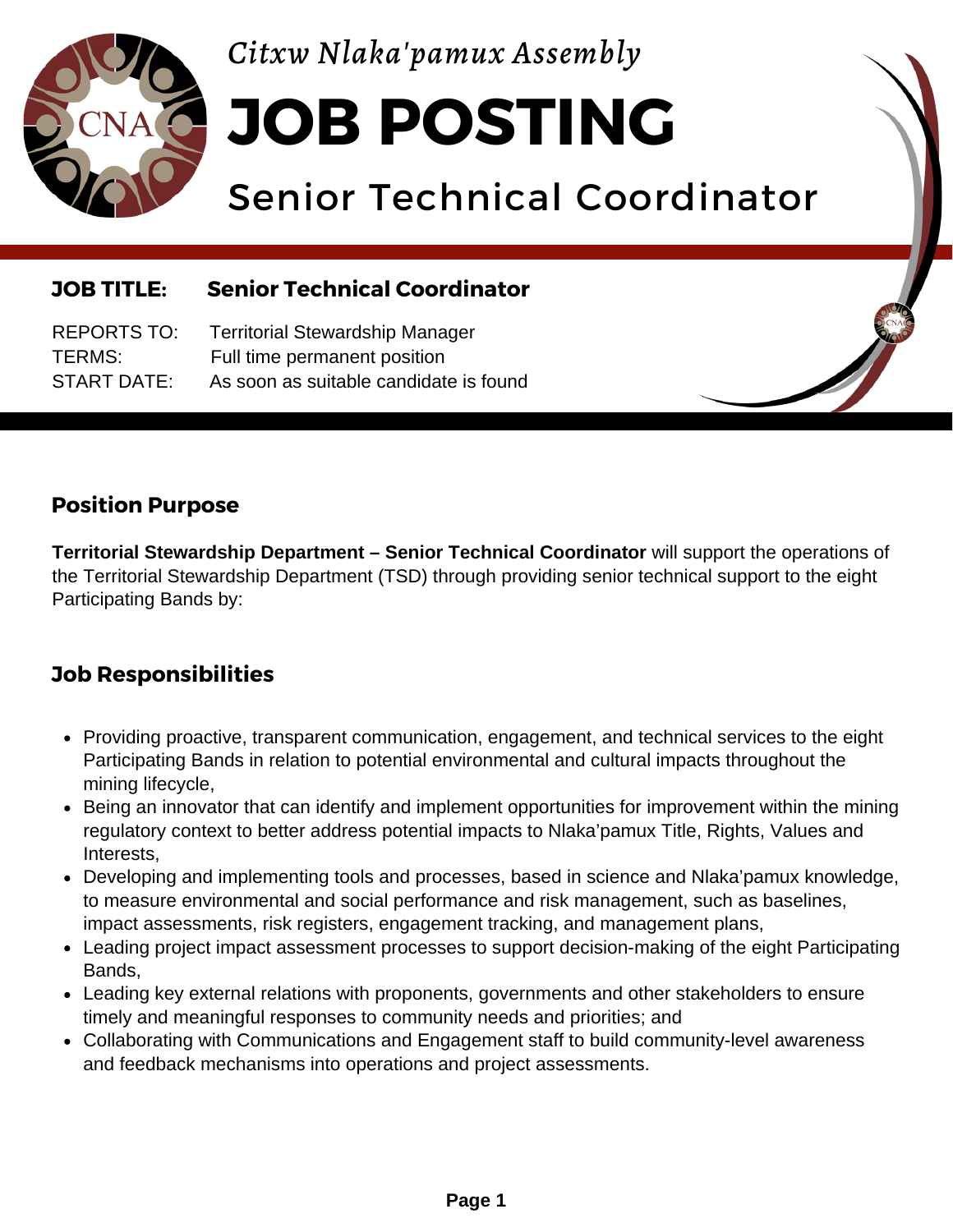*Citxw Nlaka'pamux Assembly*

# JOB POSTING

## Senior Technical Coordinator

**JOB TITLE:** **Senior Technical Coordinator**

REPORTS TO: Territorial Stewardship Manager
TERMS: Full time permanent position
START DATE: As soon as suitable candidate is found

### Position Purpose

**Territorial Stewardship Department – Senior Technical Coordinator** will support the operations of the Territorial Stewardship Department (TSD) through providing senior technical support to the eight Participating Bands by:

### Job Responsibilities

- Providing proactive, transparent communication, engagement, and technical services to the eight Participating Bands in relation to potential environmental and cultural impacts throughout the mining lifecycle,
- Being an innovator that can identify and implement opportunities for improvement within the mining regulatory context to better address potential impacts to Nlaka'pamux Title, Rights, Values and Interests,
- Developing and implementing tools and processes, based in science and Nlaka'pamux knowledge, to measure environmental and social performance and risk management, such as baselines, impact assessments, risk registers, engagement tracking, and management plans,
- Leading project impact assessment processes to support decision-making of the eight Participating Bands,
- Leading key external relations with proponents, governments and other stakeholders to ensure timely and meaningful responses to community needs and priorities; and
- Collaborating with Communications and Engagement staff to build community-level awareness and feedback mechanisms into operations and project assessments.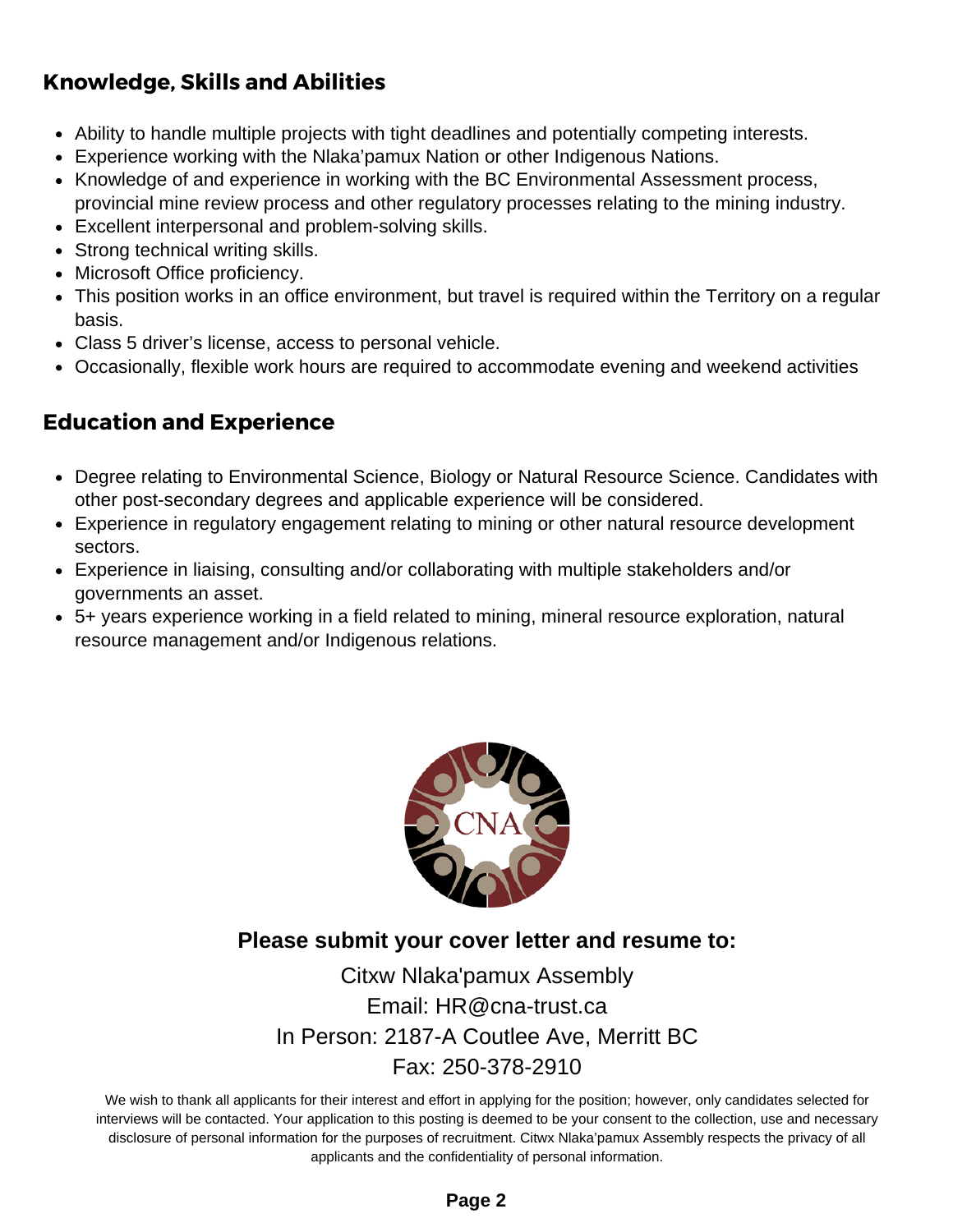## Knowledge, Skills and Abilities

- Ability to handle multiple projects with tight deadlines and potentially competing interests.
- Experience working with the Nlaka'pamux Nation or other Indigenous Nations.
- Knowledge of and experience in working with the BC Environmental Assessment process, provincial mine review process and other regulatory processes relating to the mining industry.
- Excellent interpersonal and problem-solving skills.
- Strong technical writing skills.
- Microsoft Office proficiency.
- This position works in an office environment, but travel is required within the Territory on a regular basis.
- Class 5 driver's license, access to personal vehicle.
- Occasionally, flexible work hours are required to accommodate evening and weekend activities

## Education and Experience

- Degree relating to Environmental Science, Biology or Natural Resource Science. Candidates with other post-secondary degrees and applicable experience will be considered.
- Experience in regulatory engagement relating to mining or other natural resource development sectors.
- Experience in liaising, consulting and/or collaborating with multiple stakeholders and/or governments an asset.
- 5+ years experience working in a field related to mining, mineral resource exploration, natural resource management and/or Indigenous relations.

CNA

**Please submit your cover letter and resume to:**

Citxw Nlaka'pamux Assembly

Email: HR@cna-trust.ca

In Person: 2187-A Coutlee Ave, Merritt BC

Fax: 250-378-2910

We wish to thank all applicants for their interest and effort in applying for the position; however, only candidates selected for interviews will be contacted. Your application to this posting is deemed to be your consent to the collection, use and necessary disclosure of personal information for the purposes of recruitment. Citwx Nlaka'pamux Assembly respects the privacy of all applicants and the confidentiality of personal information.